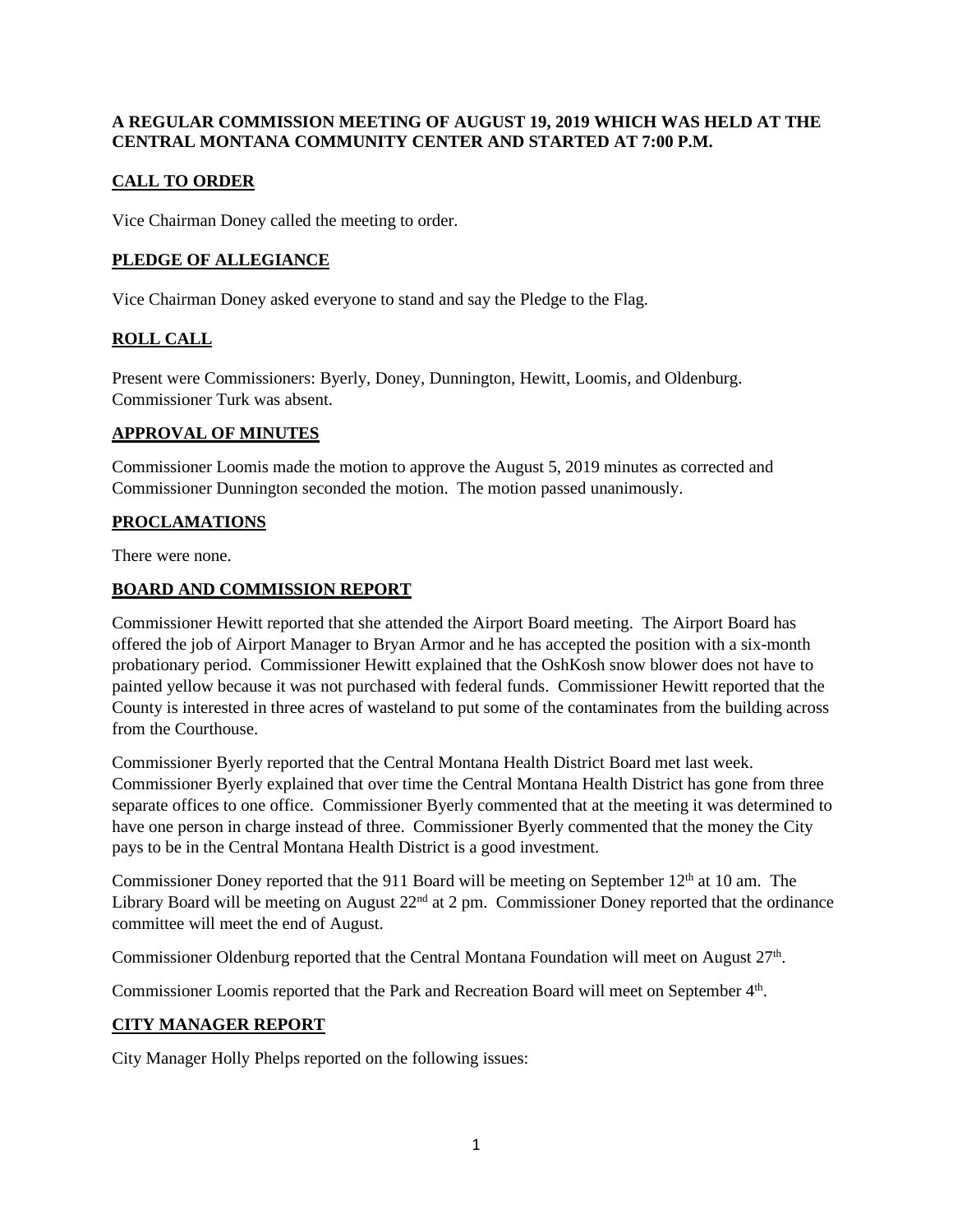**A REGULAR COMMISSION MEETING OF AUGUST 19, 2019 WHICH WAS HELD AT THE CENTRAL MONTANA COMMUNITY CENTER AND STARTED AT 7:00 P.M.**

## CALL TO ORDER

Vice Chairman Doney called the meeting to order.

## PLEDGE OF ALLEGIANCE

Vice Chairman Doney asked everyone to stand and say the Pledge to the Flag.

## ROLL CALL

Present were Commissioners: Byerly, Doney, Dunnington, Hewitt, Loomis, and Oldenburg. Commissioner Turk was absent.

## APPROVAL OF MINUTES

Commissioner Loomis made the motion to approve the August 5, 2019 minutes as corrected and Commissioner Dunnington seconded the motion. The motion passed unanimously.

## PROCLAMATIONS

There were none.

## BOARD AND COMMISSION REPORT

Commissioner Hewitt reported that she attended the Airport Board meeting. The Airport Board has offered the job of Airport Manager to Bryan Armor and he has accepted the position with a six-month probationary period. Commissioner Hewitt explained that the OshKosh snow blower does not have to painted yellow because it was not purchased with federal funds. Commissioner Hewitt reported that the County is interested in three acres of wasteland to put some of the contaminates from the building across from the Courthouse.

Commissioner Byerly reported that the Central Montana Health District Board met last week. Commissioner Byerly explained that over time the Central Montana Health District has gone from three separate offices to one office. Commissioner Byerly commented that at the meeting it was determined to have one person in charge instead of three. Commissioner Byerly commented that the money the City pays to be in the Central Montana Health District is a good investment.

Commissioner Doney reported that the 911 Board will be meeting on September 12th at 10 am. The Library Board will be meeting on August 22nd at 2 pm. Commissioner Doney reported that the ordinance committee will meet the end of August.

Commissioner Oldenburg reported that the Central Montana Foundation will meet on August 27th.

Commissioner Loomis reported that the Park and Recreation Board will meet on September 4th.

## CITY MANAGER REPORT

City Manager Holly Phelps reported on the following issues: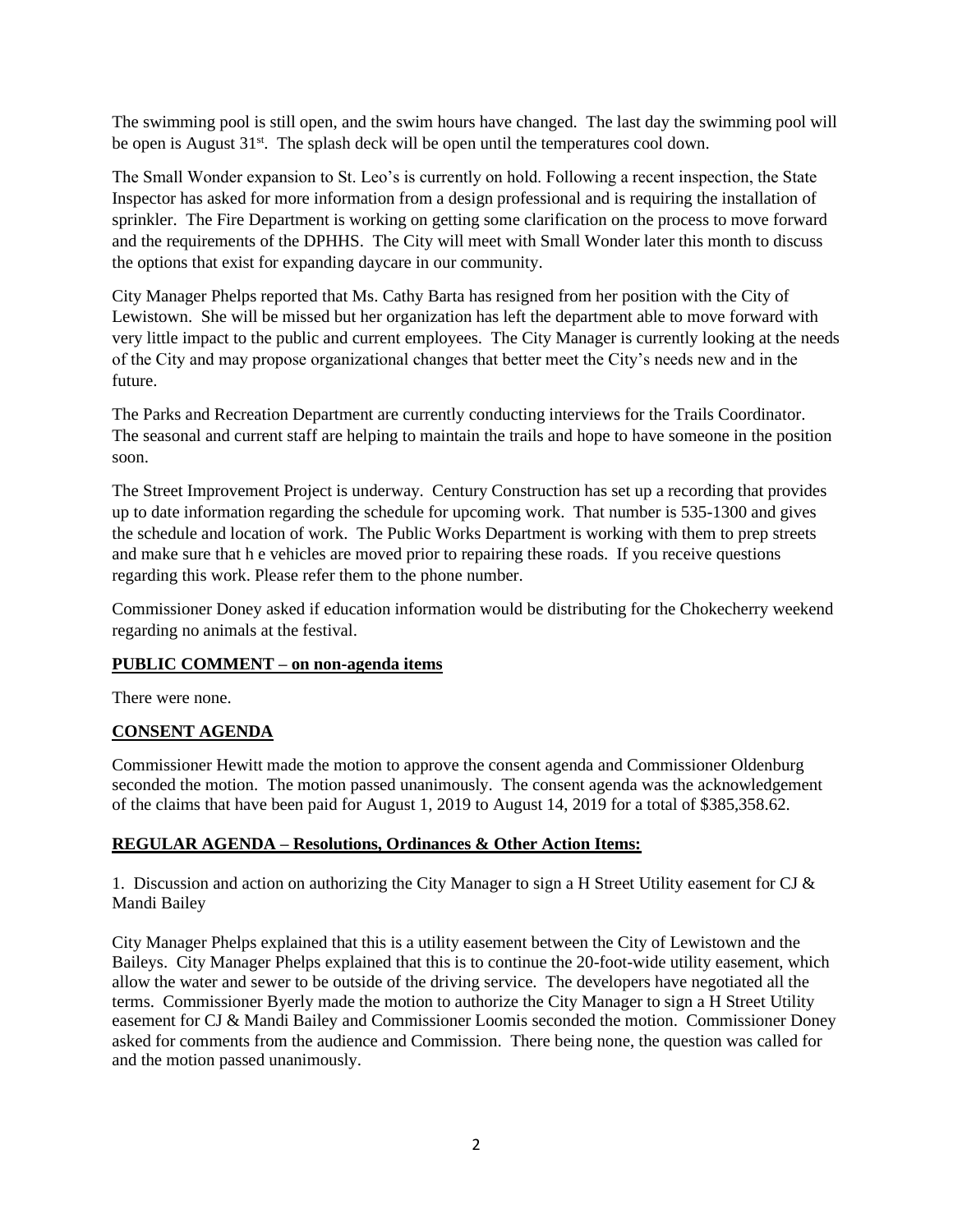The swimming pool is still open, and the swim hours have changed. The last day the swimming pool will be open is August 31st. The splash deck will be open until the temperatures cool down.

The Small Wonder expansion to St. Leo's is currently on hold. Following a recent inspection, the State Inspector has asked for more information from a design professional and is requiring the installation of sprinkler. The Fire Department is working on getting some clarification on the process to move forward and the requirements of the DPHHS. The City will meet with Small Wonder later this month to discuss the options that exist for expanding daycare in our community.

City Manager Phelps reported that Ms. Cathy Barta has resigned from her position with the City of Lewistown. She will be missed but her organization has left the department able to move forward with very little impact to the public and current employees. The City Manager is currently looking at the needs of the City and may propose organizational changes that better meet the City's needs new and in the future.

The Parks and Recreation Department are currently conducting interviews for the Trails Coordinator. The seasonal and current staff are helping to maintain the trails and hope to have someone in the position soon.

The Street Improvement Project is underway. Century Construction has set up a recording that provides up to date information regarding the schedule for upcoming work. That number is 535-1300 and gives the schedule and location of work. The Public Works Department is working with them to prep streets and make sure that h e vehicles are moved prior to repairing these roads. If you receive questions regarding this work. Please refer them to the phone number.

Commissioner Doney asked if education information would be distributing for the Chokecherry weekend regarding no animals at the festival.

**PUBLIC COMMENT – on non-agenda items**

There were none.

**CONSENT AGENDA**

Commissioner Hewitt made the motion to approve the consent agenda and Commissioner Oldenburg seconded the motion. The motion passed unanimously. The consent agenda was the acknowledgement of the claims that have been paid for August 1, 2019 to August 14, 2019 for a total of $385,358.62.

**REGULAR AGENDA – Resolutions, Ordinances & Other Action Items:**

1. Discussion and action on authorizing the City Manager to sign a H Street Utility easement for CJ & Mandi Bailey

City Manager Phelps explained that this is a utility easement between the City of Lewistown and the Baileys. City Manager Phelps explained that this is to continue the 20-foot-wide utility easement, which allow the water and sewer to be outside of the driving service. The developers have negotiated all the terms. Commissioner Byerly made the motion to authorize the City Manager to sign a H Street Utility easement for CJ & Mandi Bailey and Commissioner Loomis seconded the motion. Commissioner Doney asked for comments from the audience and Commission. There being none, the question was called for and the motion passed unanimously.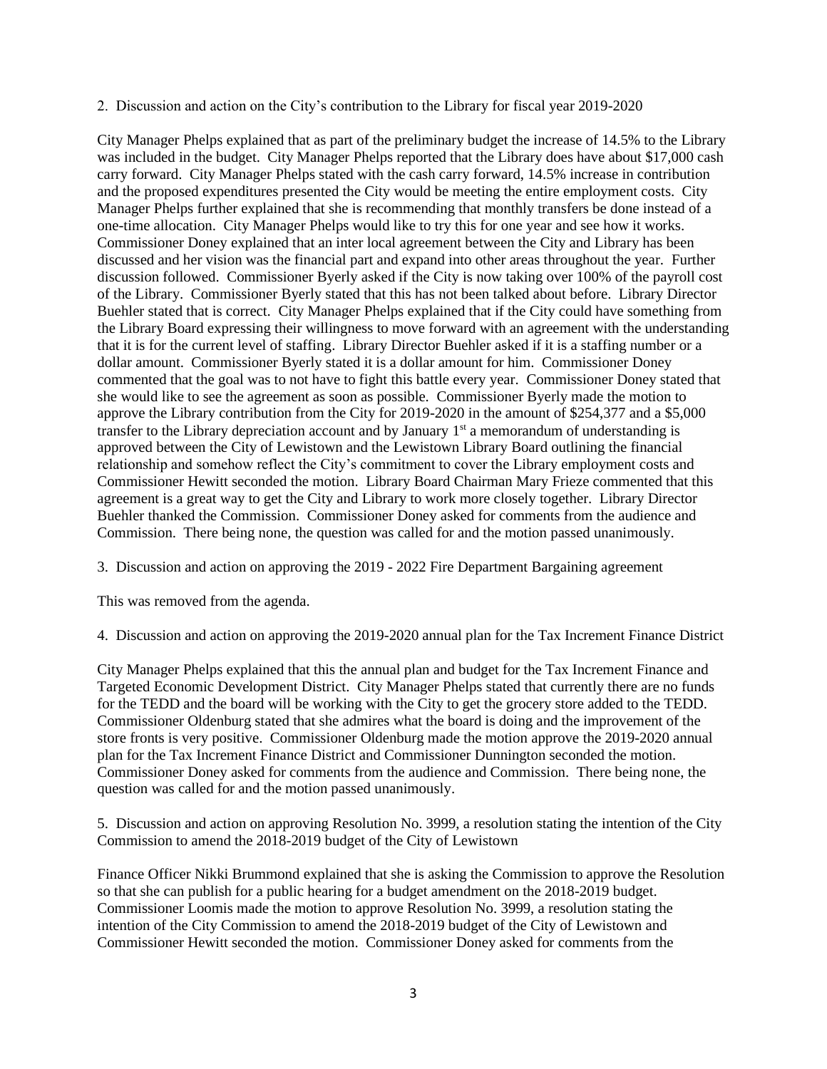2. Discussion and action on the City's contribution to the Library for fiscal year 2019-2020

City Manager Phelps explained that as part of the preliminary budget the increase of 14.5% to the Library was included in the budget. City Manager Phelps reported that the Library does have about $17,000 cash carry forward. City Manager Phelps stated with the cash carry forward, 14.5% increase in contribution and the proposed expenditures presented the City would be meeting the entire employment costs. City Manager Phelps further explained that she is recommending that monthly transfers be done instead of a one-time allocation. City Manager Phelps would like to try this for one year and see how it works. Commissioner Doney explained that an inter local agreement between the City and Library has been discussed and her vision was the financial part and expand into other areas throughout the year. Further discussion followed. Commissioner Byerly asked if the City is now taking over 100% of the payroll cost of the Library. Commissioner Byerly stated that this has not been talked about before. Library Director Buehler stated that is correct. City Manager Phelps explained that if the City could have something from the Library Board expressing their willingness to move forward with an agreement with the understanding that it is for the current level of staffing. Library Director Buehler asked if it is a staffing number or a dollar amount. Commissioner Byerly stated it is a dollar amount for him. Commissioner Doney commented that the goal was to not have to fight this battle every year. Commissioner Doney stated that she would like to see the agreement as soon as possible. Commissioner Byerly made the motion to approve the Library contribution from the City for 2019-2020 in the amount of $254,377 and a $5,000 transfer to the Library depreciation account and by January 1st a memorandum of understanding is approved between the City of Lewistown and the Lewistown Library Board outlining the financial relationship and somehow reflect the City's commitment to cover the Library employment costs and Commissioner Hewitt seconded the motion. Library Board Chairman Mary Frieze commented that this agreement is a great way to get the City and Library to work more closely together. Library Director Buehler thanked the Commission. Commissioner Doney asked for comments from the audience and Commission. There being none, the question was called for and the motion passed unanimously.

3. Discussion and action on approving the 2019 - 2022 Fire Department Bargaining agreement

This was removed from the agenda.

4. Discussion and action on approving the 2019-2020 annual plan for the Tax Increment Finance District

City Manager Phelps explained that this the annual plan and budget for the Tax Increment Finance and Targeted Economic Development District. City Manager Phelps stated that currently there are no funds for the TEDD and the board will be working with the City to get the grocery store added to the TEDD. Commissioner Oldenburg stated that she admires what the board is doing and the improvement of the store fronts is very positive. Commissioner Oldenburg made the motion approve the 2019-2020 annual plan for the Tax Increment Finance District and Commissioner Dunnington seconded the motion. Commissioner Doney asked for comments from the audience and Commission. There being none, the question was called for and the motion passed unanimously.

5. Discussion and action on approving Resolution No. 3999, a resolution stating the intention of the City Commission to amend the 2018-2019 budget of the City of Lewistown

Finance Officer Nikki Brummond explained that she is asking the Commission to approve the Resolution so that she can publish for a public hearing for a budget amendment on the 2018-2019 budget. Commissioner Loomis made the motion to approve Resolution No. 3999, a resolution stating the intention of the City Commission to amend the 2018-2019 budget of the City of Lewistown and Commissioner Hewitt seconded the motion. Commissioner Doney asked for comments from the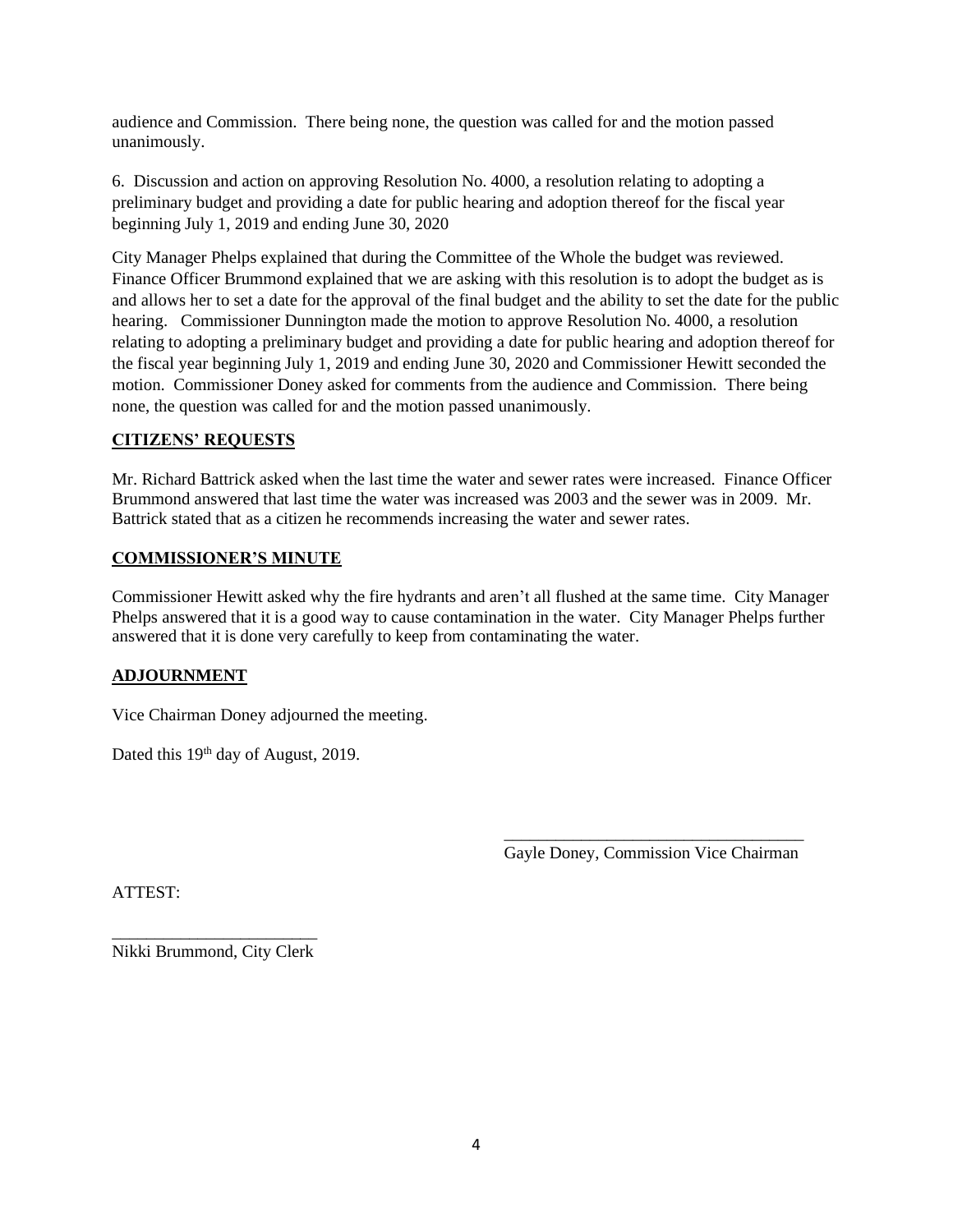audience and Commission. There being none, the question was called for and the motion passed unanimously.

6. Discussion and action on approving Resolution No. 4000, a resolution relating to adopting a preliminary budget and providing a date for public hearing and adoption thereof for the fiscal year beginning July 1, 2019 and ending June 30, 2020

City Manager Phelps explained that during the Committee of the Whole the budget was reviewed. Finance Officer Brummond explained that we are asking with this resolution is to adopt the budget as is and allows her to set a date for the approval of the final budget and the ability to set the date for the public hearing. Commissioner Dunnington made the motion to approve Resolution No. 4000, a resolution relating to adopting a preliminary budget and providing a date for public hearing and adoption thereof for the fiscal year beginning July 1, 2019 and ending June 30, 2020 and Commissioner Hewitt seconded the motion. Commissioner Doney asked for comments from the audience and Commission. There being none, the question was called for and the motion passed unanimously.

## CITIZENS' REQUESTS

Mr. Richard Battrick asked when the last time the water and sewer rates were increased. Finance Officer Brummond answered that last time the water was increased was 2003 and the sewer was in 2009. Mr. Battrick stated that as a citizen he recommends increasing the water and sewer rates.

## COMMISSIONER'S MINUTE

Commissioner Hewitt asked why the fire hydrants and aren't all flushed at the same time. City Manager Phelps answered that it is a good way to cause contamination in the water. City Manager Phelps further answered that it is done very carefully to keep from contaminating the water.

## ADJOURNMENT

Vice Chairman Doney adjourned the meeting.

Dated this 19th day of August, 2019.

\_\_\_\_\_\_\_\_\_\_\_\_\_\_\_\_\_\_\_\_\_\_\_\_\_\_\_\_\_\_\_\_\_\_\_
Gayle Doney, Commission Vice Chairman

ATTEST:

\_\_\_\_\_\_\_\_\_\_\_\_\_\_\_\_\_\_\_\_\_\_\_\_
Nikki Brummond, City Clerk